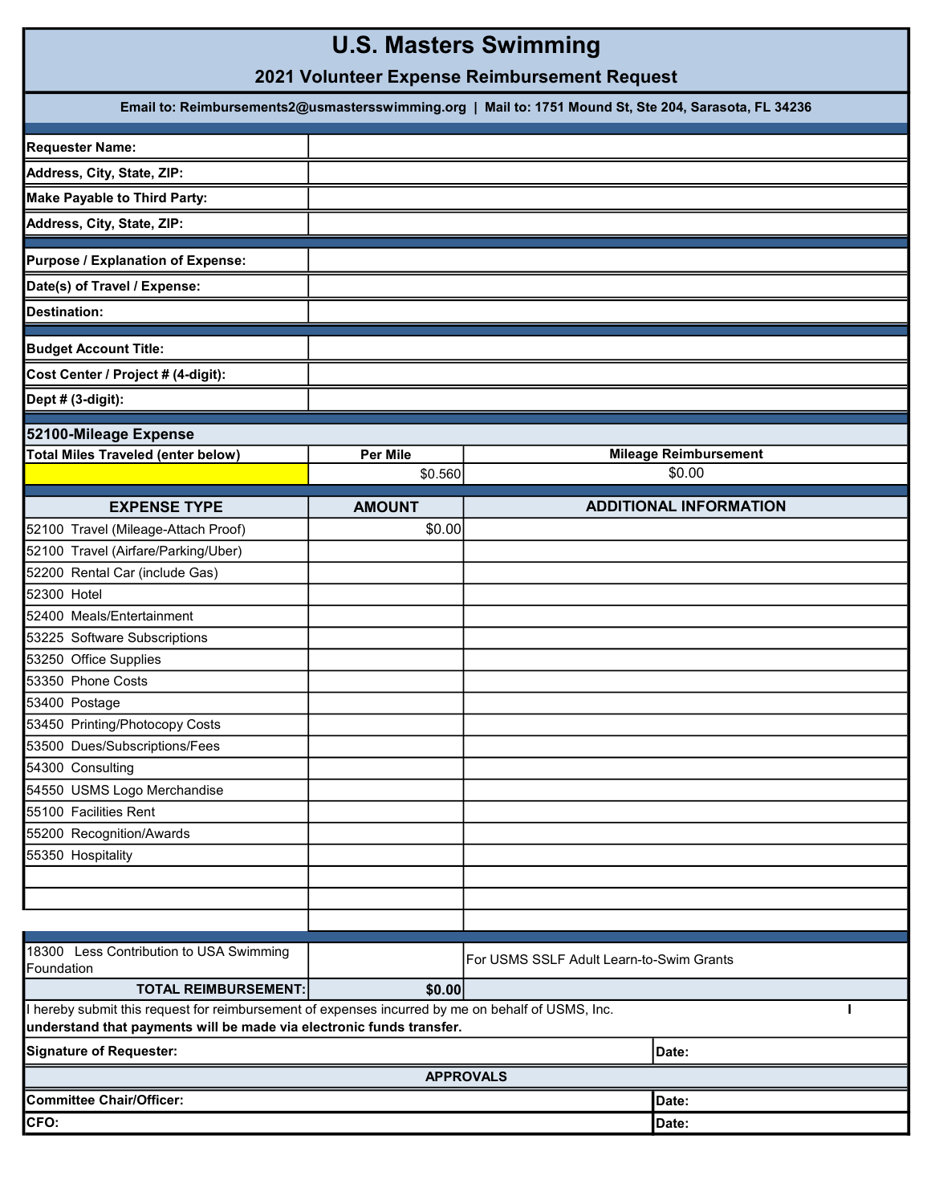# U.S. Masters Swimming

## 2021 Volunteer Expense Reimbursement Request

**Email to: Reimbursements2@usmastersswimming.org | Mail to: 1751 Mound St, Ste 204, Sarasota, FL 34236**

| | |
|---|---|
| **Requester Name:** | |
| **Address, City, State, ZIP:** | |
| **Make Payable to Third Party:** | |
| **Address, City, State, ZIP:** | |

| | |
|---|---|
| **Purpose / Explanation of Expense:** | |
| **Date(s) of Travel / Expense:** | |
| **Destination:** | |

| | |
|---|---|
| **Budget Account Title:** | |
| **Cost Center / Project # (4-digit):** | |
| **Dept # (3-digit):** | |

### 52100-Mileage Expense

| Total Miles Traveled (enter below) | Per Mile | Mileage Reimbursement |
|---|---|---|
| | $0.560 | $0.00 |

| EXPENSE TYPE | AMOUNT | ADDITIONAL INFORMATION |
|---|---|---|
| 52100 Travel (Mileage-Attach Proof) | $0.00 | |
| 52100 Travel (Airfare/Parking/Uber) | | |
| 52200 Rental Car (include Gas) | | |
| 52300 Hotel | | |
| 52400 Meals/Entertainment | | |
| 53225 Software Subscriptions | | |
| 53250 Office Supplies | | |
| 53350 Phone Costs | | |
| 53400 Postage | | |
| 53450 Printing/Photocopy Costs | | |
| 53500 Dues/Subscriptions/Fees | | |
| 54300 Consulting | | |
| 54550 USMS Logo Merchandise | | |
| 55100 Facilities Rent | | |
| 55200 Recognition/Awards | | |
| 55350 Hospitality | | |
| | | |
| | | |
| | | |
| 18300 Less Contribution to USA Swimming Foundation | | For USMS SSLF Adult Learn-to-Swim Grants |
| **TOTAL REIMBURSEMENT:** | **$0.00** | |

I hereby submit this request for reimbursement of expenses incurred by me on behalf of USMS, Inc. I **understand that payments will be made via electronic funds transfer.**

| | |
|---|---|
| **Signature of Requester:** | **Date:** |

**APPROVALS**

| | |
|---|---|
| **Committee Chair/Officer:** | **Date:** |
| **CFO:** | **Date:** |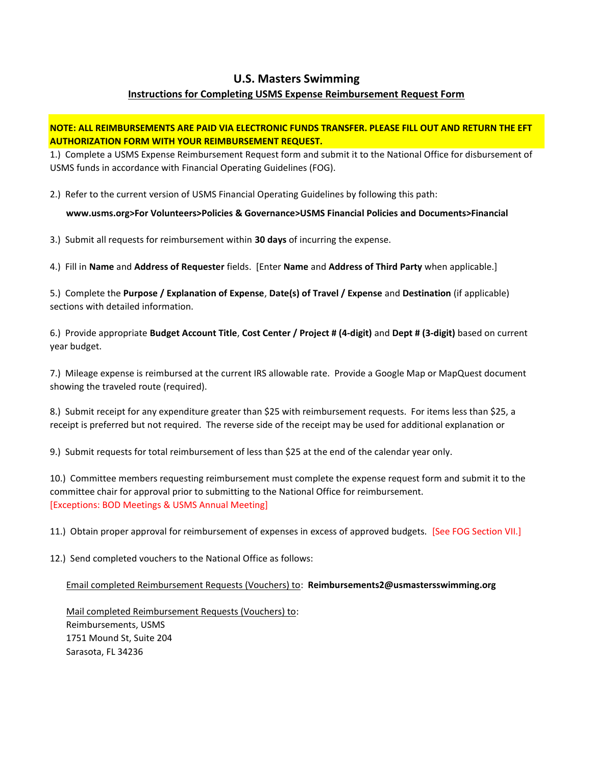# U.S. Masters Swimming

## Instructions for Completing USMS Expense Reimbursement Request Form

**NOTE: ALL REIMBURSEMENTS ARE PAID VIA ELECTRONIC FUNDS TRANSFER. PLEASE FILL OUT AND RETURN THE EFT AUTHORIZATION FORM WITH YOUR REIMBURSEMENT REQUEST.**

1.) Complete a USMS Expense Reimbursement Request form and submit it to the National Office for disbursement of USMS funds in accordance with Financial Operating Guidelines (FOG).

2.) Refer to the current version of USMS Financial Operating Guidelines by following this path:

**www.usms.org>For Volunteers>Policies & Governance>USMS Financial Policies and Documents>Financial**

3.) Submit all requests for reimbursement within **30 days** of incurring the expense.

4.) Fill in **Name** and **Address of Requester** fields. [Enter **Name** and **Address of Third Party** when applicable.]

5.) Complete the **Purpose / Explanation of Expense**, **Date(s) of Travel / Expense** and **Destination** (if applicable) sections with detailed information.

6.) Provide appropriate **Budget Account Title**, **Cost Center / Project # (4-digit)** and **Dept # (3-digit)** based on current year budget.

7.) Mileage expense is reimbursed at the current IRS allowable rate. Provide a Google Map or MapQuest document showing the traveled route (required).

8.) Submit receipt for any expenditure greater than $25 with reimbursement requests. For items less than $25, a receipt is preferred but not required. The reverse side of the receipt may be used for additional explanation or

9.) Submit requests for total reimbursement of less than $25 at the end of the calendar year only.

10.) Committee members requesting reimbursement must complete the expense request form and submit it to the committee chair for approval prior to submitting to the National Office for reimbursement. [Exceptions: BOD Meetings & USMS Annual Meeting]

11.) Obtain proper approval for reimbursement of expenses in excess of approved budgets. [See FOG Section VII.]

12.) Send completed vouchers to the National Office as follows:

Email completed Reimbursement Requests (Vouchers) to: **Reimbursements2@usmastersswimming.org**

Mail completed Reimbursement Requests (Vouchers) to:
Reimbursements, USMS
1751 Mound St, Suite 204
Sarasota, FL 34236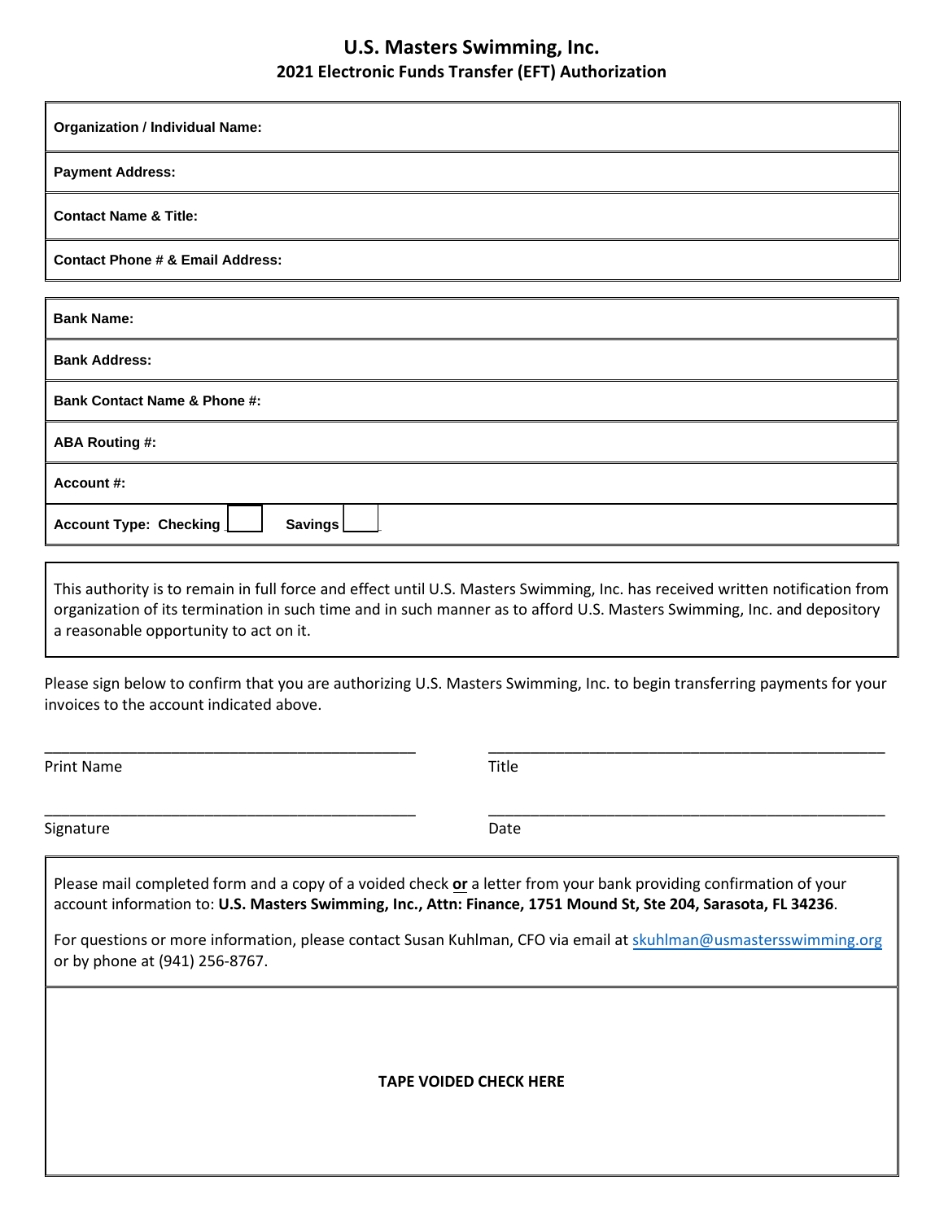# U.S. Masters Swimming, Inc.

## 2021 Electronic Funds Transfer (EFT) Authorization

| |
|---|
| **Organization / Individual Name:** |
| **Payment Address:** |
| **Contact Name & Title:** |
| **Contact Phone # & Email Address:** |

| |
|---|
| **Bank Name:** |
| **Bank Address:** |
| **Bank Contact Name & Phone #:** |
| **ABA Routing #:** |
| **Account #:** |
| **Account Type: Checking** ☐ **Savings** ☐ |

This authority is to remain in full force and effect until U.S. Masters Swimming, Inc. has received written notification from organization of its termination in such time and in such manner as to afford U.S. Masters Swimming, Inc. and depository a reasonable opportunity to act on it.

Please sign below to confirm that you are authorizing U.S. Masters Swimming, Inc. to begin transferring payments for your invoices to the account indicated above.

| | |
|---|---|
| ______________________________ | ______________________________ |
| Print Name | Title |
| ______________________________ | ______________________________ |
| Signature | Date |

Please mail completed form and a copy of a voided check **or** a letter from your bank providing confirmation of your account information to: **U.S. Masters Swimming, Inc., Attn: Finance, 1751 Mound St, Ste 204, Sarasota, FL 34236**.

For questions or more information, please contact Susan Kuhlman, CFO via email at skuhlman@usmastersswimming.org or by phone at (941) 256-8767.

**TAPE VOIDED CHECK HERE**